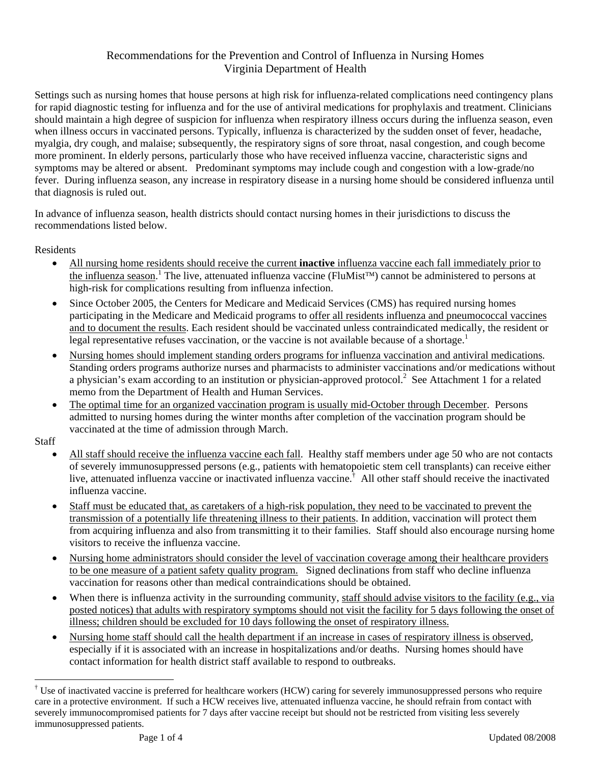# Recommendations for the Prevention and Control of Influenza in Nursing Homes
## Virginia Department of Health

Settings such as nursing homes that house persons at high risk for influenza-related complications need contingency plans for rapid diagnostic testing for influenza and for the use of antiviral medications for prophylaxis and treatment. Clinicians should maintain a high degree of suspicion for influenza when respiratory illness occurs during the influenza season, even when illness occurs in vaccinated persons. Typically, influenza is characterized by the sudden onset of fever, headache, myalgia, dry cough, and malaise; subsequently, the respiratory signs of sore throat, nasal congestion, and cough become more prominent. In elderly persons, particularly those who have received influenza vaccine, characteristic signs and symptoms may be altered or absent. Predominant symptoms may include cough and congestion with a low-grade/no fever. During influenza season, any increase in respiratory disease in a nursing home should be considered influenza until that diagnosis is ruled out.

In advance of influenza season, health districts should contact nursing homes in their jurisdictions to discuss the recommendations listed below.

Residents

- All nursing home residents should receive the current **inactive** influenza vaccine each fall immediately prior to the influenza season.[1] The live, attenuated influenza vaccine (FluMist™) cannot be administered to persons at high-risk for complications resulting from influenza infection.
- Since October 2005, the Centers for Medicare and Medicaid Services (CMS) has required nursing homes participating in the Medicare and Medicaid programs to offer all residents influenza and pneumococcal vaccines and to document the results. Each resident should be vaccinated unless contraindicated medically, the resident or legal representative refuses vaccination, or the vaccine is not available because of a shortage.[1]
- Nursing homes should implement standing orders programs for influenza vaccination and antiviral medications. Standing orders programs authorize nurses and pharmacists to administer vaccinations and/or medications without a physician's exam according to an institution or physician-approved protocol.[2] See Attachment 1 for a related memo from the Department of Health and Human Services.
- The optimal time for an organized vaccination program is usually mid-October through December. Persons admitted to nursing homes during the winter months after completion of the vaccination program should be vaccinated at the time of admission through March.

Staff

- All staff should receive the influenza vaccine each fall. Healthy staff members under age 50 who are not contacts of severely immunosuppressed persons (e.g., patients with hematopoietic stem cell transplants) can receive either live, attenuated influenza vaccine or inactivated influenza vaccine.[†] All other staff should receive the inactivated influenza vaccine.
- Staff must be educated that, as caretakers of a high-risk population, they need to be vaccinated to prevent the transmission of a potentially life threatening illness to their patients. In addition, vaccination will protect them from acquiring influenza and also from transmitting it to their families. Staff should also encourage nursing home visitors to receive the influenza vaccine.
- Nursing home administrators should consider the level of vaccination coverage among their healthcare providers to be one measure of a patient safety quality program. Signed declinations from staff who decline influenza vaccination for reasons other than medical contraindications should be obtained.
- When there is influenza activity in the surrounding community, staff should advise visitors to the facility (e.g., via posted notices) that adults with respiratory symptoms should not visit the facility for 5 days following the onset of illness; children should be excluded for 10 days following the onset of respiratory illness.
- Nursing home staff should call the health department if an increase in cases of respiratory illness is observed, especially if it is associated with an increase in hospitalizations and/or deaths. Nursing homes should have contact information for health district staff available to respond to outbreaks.

---

[†] Use of inactivated vaccine is preferred for healthcare workers (HCW) caring for severely immunosuppressed persons who require care in a protective environment. If such a HCW receives live, attenuated influenza vaccine, he should refrain from contact with severely immunocompromised patients for 7 days after vaccine receipt but should not be restricted from visiting less severely immunosuppressed patients.

Updated 08/2008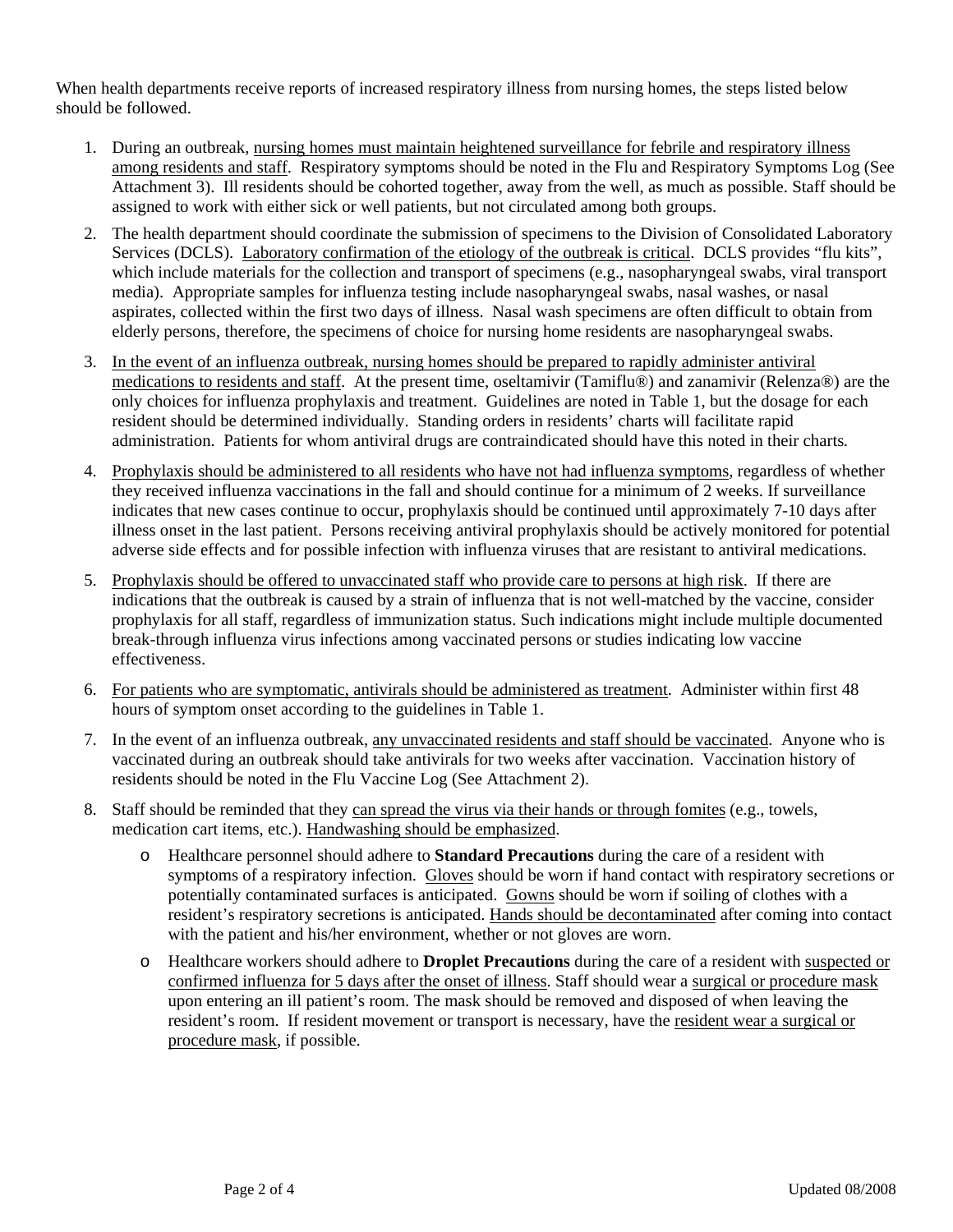When health departments receive reports of increased respiratory illness from nursing homes, the steps listed below should be followed.

1. During an outbreak, nursing homes must maintain heightened surveillance for febrile and respiratory illness among residents and staff. Respiratory symptoms should be noted in the Flu and Respiratory Symptoms Log (See Attachment 3). Ill residents should be cohorted together, away from the well, as much as possible. Staff should be assigned to work with either sick or well patients, but not circulated among both groups.

2. The health department should coordinate the submission of specimens to the Division of Consolidated Laboratory Services (DCLS). Laboratory confirmation of the etiology of the outbreak is critical. DCLS provides "flu kits", which include materials for the collection and transport of specimens (e.g., nasopharyngeal swabs, viral transport media). Appropriate samples for influenza testing include nasopharyngeal swabs, nasal washes, or nasal aspirates, collected within the first two days of illness. Nasal wash specimens are often difficult to obtain from elderly persons, therefore, the specimens of choice for nursing home residents are nasopharyngeal swabs.

3. In the event of an influenza outbreak, nursing homes should be prepared to rapidly administer antiviral medications to residents and staff. At the present time, oseltamivir (Tamiflu®) and zanamivir (Relenza®) are the only choices for influenza prophylaxis and treatment. Guidelines are noted in Table 1, but the dosage for each resident should be determined individually. Standing orders in residents' charts will facilitate rapid administration. Patients for whom antiviral drugs are contraindicated should have this noted in their charts.

4. Prophylaxis should be administered to all residents who have not had influenza symptoms, regardless of whether they received influenza vaccinations in the fall and should continue for a minimum of 2 weeks. If surveillance indicates that new cases continue to occur, prophylaxis should be continued until approximately 7-10 days after illness onset in the last patient. Persons receiving antiviral prophylaxis should be actively monitored for potential adverse side effects and for possible infection with influenza viruses that are resistant to antiviral medications.

5. Prophylaxis should be offered to unvaccinated staff who provide care to persons at high risk. If there are indications that the outbreak is caused by a strain of influenza that is not well-matched by the vaccine, consider prophylaxis for all staff, regardless of immunization status. Such indications might include multiple documented break-through influenza virus infections among vaccinated persons or studies indicating low vaccine effectiveness.

6. For patients who are symptomatic, antivirals should be administered as treatment. Administer within first 48 hours of symptom onset according to the guidelines in Table 1.

7. In the event of an influenza outbreak, any unvaccinated residents and staff should be vaccinated. Anyone who is vaccinated during an outbreak should take antivirals for two weeks after vaccination. Vaccination history of residents should be noted in the Flu Vaccine Log (See Attachment 2).

8. Staff should be reminded that they can spread the virus via their hands or through fomites (e.g., towels, medication cart items, etc.). Handwashing should be emphasized.
   - Healthcare personnel should adhere to **Standard Precautions** during the care of a resident with symptoms of a respiratory infection. Gloves should be worn if hand contact with respiratory secretions or potentially contaminated surfaces is anticipated. Gowns should be worn if soiling of clothes with a resident's respiratory secretions is anticipated. Hands should be decontaminated after coming into contact with the patient and his/her environment, whether or not gloves are worn.
   - Healthcare workers should adhere to **Droplet Precautions** during the care of a resident with suspected or confirmed influenza for 5 days after the onset of illness. Staff should wear a surgical or procedure mask upon entering an ill patient's room. The mask should be removed and disposed of when leaving the resident's room. If resident movement or transport is necessary, have the resident wear a surgical or procedure mask, if possible.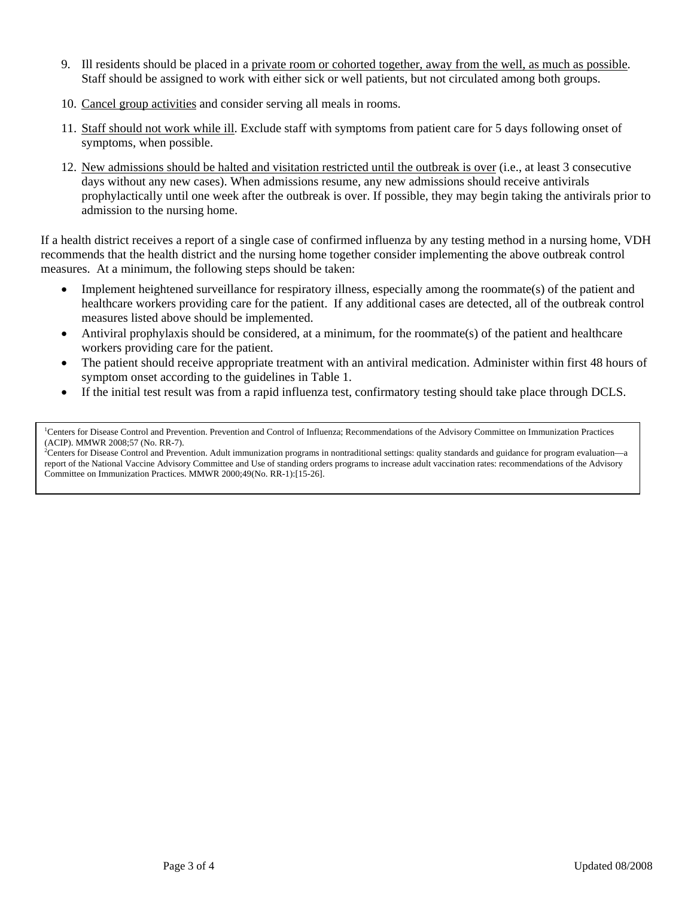9. Ill residents should be placed in a private room or cohorted together, away from the well, as much as possible. Staff should be assigned to work with either sick or well patients, but not circulated among both groups.

10. Cancel group activities and consider serving all meals in rooms.

11. Staff should not work while ill. Exclude staff with symptoms from patient care for 5 days following onset of symptoms, when possible.

12. New admissions should be halted and visitation restricted until the outbreak is over (i.e., at least 3 consecutive days without any new cases). When admissions resume, any new admissions should receive antivirals prophylactically until one week after the outbreak is over. If possible, they may begin taking the antivirals prior to admission to the nursing home.

If a health district receives a report of a single case of confirmed influenza by any testing method in a nursing home, VDH recommends that the health district and the nursing home together consider implementing the above outbreak control measures. At a minimum, the following steps should be taken:

- Implement heightened surveillance for respiratory illness, especially among the roommate(s) of the patient and healthcare workers providing care for the patient. If any additional cases are detected, all of the outbreak control measures listed above should be implemented.
- Antiviral prophylaxis should be considered, at a minimum, for the roommate(s) of the patient and healthcare workers providing care for the patient.
- The patient should receive appropriate treatment with an antiviral medication. Administer within first 48 hours of symptom onset according to the guidelines in Table 1.
- If the initial test result was from a rapid influenza test, confirmatory testing should take place through DCLS.

[1] Centers for Disease Control and Prevention. Prevention and Control of Influenza; Recommendations of the Advisory Committee on Immunization Practices (ACIP). MMWR 2008;57 (No. RR-7).
[2] Centers for Disease Control and Prevention. Adult immunization programs in nontraditional settings: quality standards and guidance for program evaluation—a report of the National Vaccine Advisory Committee and Use of standing orders programs to increase adult vaccination rates: recommendations of the Advisory Committee on Immunization Practices. MMWR 2000;49(No. RR-1):[15-26].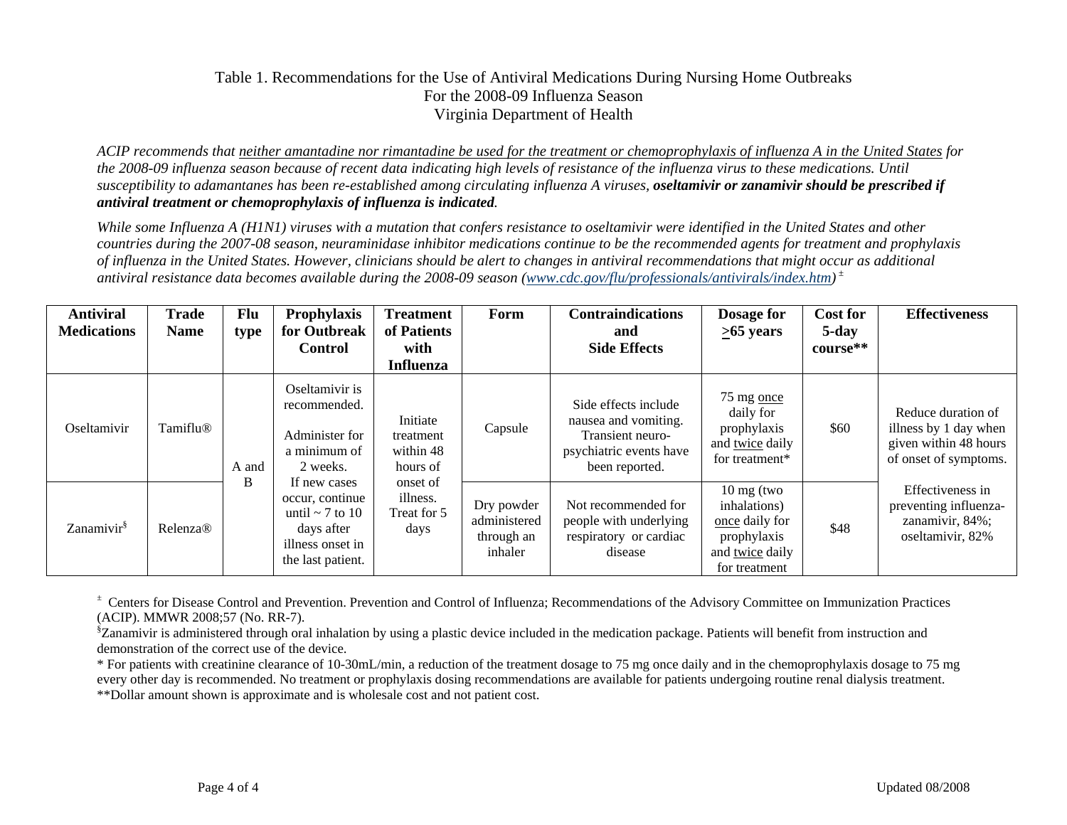# Table 1. Recommendations for the Use of Antiviral Medications During Nursing Home Outbreaks For the 2008-09 Influenza Season Virginia Department of Health

*ACIP recommends that neither amantadine nor rimantadine be used for the treatment or chemoprophylaxis of influenza A in the United States for the 2008-09 influenza season because of recent data indicating high levels of resistance of the influenza virus to these medications. Until susceptibility to adamantanes has been re-established among circulating influenza A viruses,* ***oseltamivir or zanamivir should be prescribed if antiviral treatment or chemoprophylaxis of influenza is indicated****.*

*While some Influenza A (H1N1) viruses with a mutation that confers resistance to oseltamivir were identified in the United States and other countries during the 2007-08 season, neuraminidase inhibitor medications continue to be the recommended agents for treatment and prophylaxis of influenza in the United States. However, clinicians should be alert to changes in antiviral recommendations that might occur as additional antiviral resistance data becomes available during the 2008-09 season (www.cdc.gov/flu/professionals/antivirals/index.htm)* [±]

| Antiviral Medications | Trade Name | Flu type | Prophylaxis for Outbreak Control | Treatment of Patients with Influenza | Form | Contraindications and Side Effects | Dosage for ≥65 years | Cost for 5-day course** | Effectiveness |
|---|---|---|---|---|---|---|---|---|---|
| Oseltamivir | Tamiflu® | A and B | Oseltamivir is recommended. Administer for a minimum of 2 weeks. If new cases occur, continue until ~ 7 to 10 days after illness onset in the last patient. | Initiate treatment within 48 hours of onset of illness. Treat for 5 days | Capsule | Side effects include nausea and vomiting. Transient neuro-psychiatric events have been reported. | 75 mg once daily for prophylaxis and twice daily for treatment* | $60 | Reduce duration of illness by 1 day when given within 48 hours of onset of symptoms. Effectiveness in preventing influenza- zanamivir, 84%; oseltamivir, 82% |
| Zanamivir[§] | Relenza® | | | | Dry powder administered through an inhaler | Not recommended for people with underlying respiratory or cardiac disease | 10 mg (two inhalations) once daily for prophylaxis and twice daily for treatment | $48 | |

[±] Centers for Disease Control and Prevention. Prevention and Control of Influenza; Recommendations of the Advisory Committee on Immunization Practices (ACIP). MMWR 2008;57 (No. RR-7).

[§] Zanamivir is administered through oral inhalation by using a plastic device included in the medication package. Patients will benefit from instruction and demonstration of the correct use of the device.

\* For patients with creatinine clearance of 10-30mL/min, a reduction of the treatment dosage to 75 mg once daily and in the chemoprophylaxis dosage to 75 mg every other day is recommended. No treatment or prophylaxis dosing recommendations are available for patients undergoing routine renal dialysis treatment.

\*\*Dollar amount shown is approximate and is wholesale cost and not patient cost.

Updated 08/2008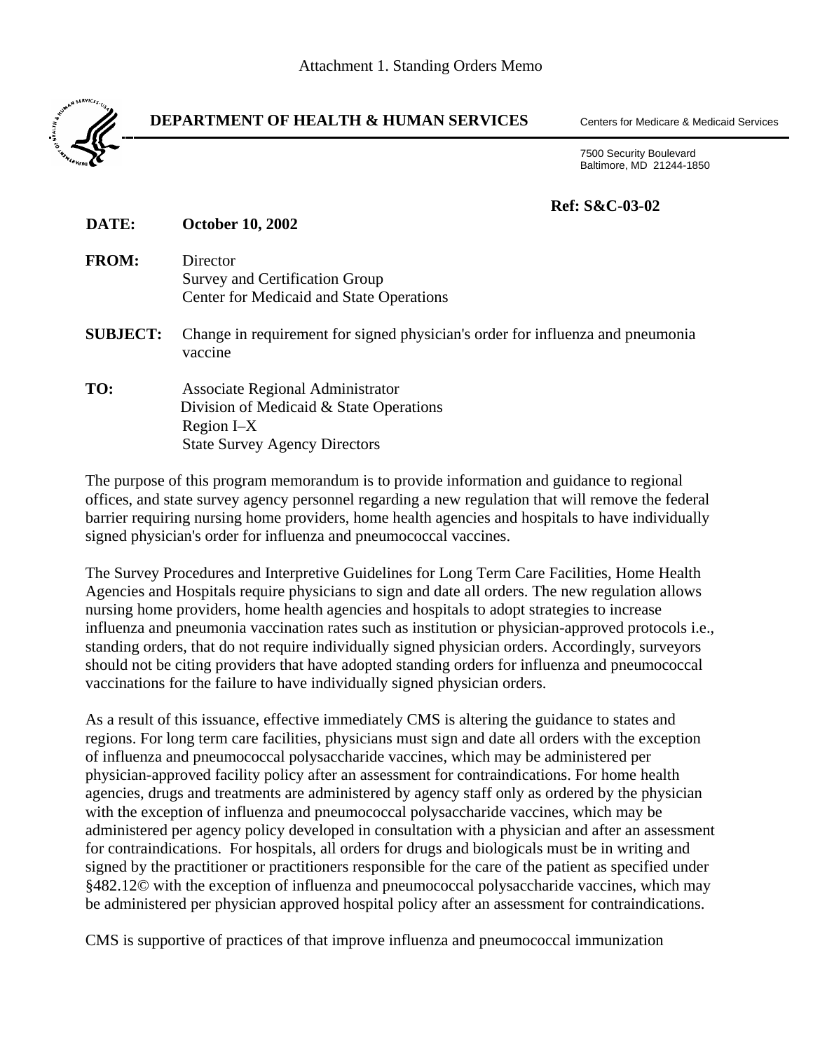Attachment 1. Standing Orders Memo

**DEPARTMENT OF HEALTH & HUMAN SERVICES** Centers for Medicare & Medicaid Services

7500 Security Boulevard
Baltimore, MD 21244-1850

**Ref: S&C-03-02**

**DATE:** **October 10, 2002**

**FROM:** Director
Survey and Certification Group
Center for Medicaid and State Operations

**SUBJECT:** Change in requirement for signed physician's order for influenza and pneumonia vaccine

**TO:** Associate Regional Administrator
Division of Medicaid & State Operations
Region I–X
State Survey Agency Directors

The purpose of this program memorandum is to provide information and guidance to regional offices, and state survey agency personnel regarding a new regulation that will remove the federal barrier requiring nursing home providers, home health agencies and hospitals to have individually signed physician's order for influenza and pneumococcal vaccines.

The Survey Procedures and Interpretive Guidelines for Long Term Care Facilities, Home Health Agencies and Hospitals require physicians to sign and date all orders. The new regulation allows nursing home providers, home health agencies and hospitals to adopt strategies to increase influenza and pneumonia vaccination rates such as institution or physician-approved protocols i.e., standing orders, that do not require individually signed physician orders. Accordingly, surveyors should not be citing providers that have adopted standing orders for influenza and pneumococcal vaccinations for the failure to have individually signed physician orders.

As a result of this issuance, effective immediately CMS is altering the guidance to states and regions. For long term care facilities, physicians must sign and date all orders with the exception of influenza and pneumococcal polysaccharide vaccines, which may be administered per physician-approved facility policy after an assessment for contraindications. For home health agencies, drugs and treatments are administered by agency staff only as ordered by the physician with the exception of influenza and pneumococcal polysaccharide vaccines, which may be administered per agency policy developed in consultation with a physician and after an assessment for contraindications. For hospitals, all orders for drugs and biologicals must be in writing and signed by the practitioner or practitioners responsible for the care of the patient as specified under §482.12© with the exception of influenza and pneumococcal polysaccharide vaccines, which may be administered per physician approved hospital policy after an assessment for contraindications.

CMS is supportive of practices of that improve influenza and pneumococcal immunization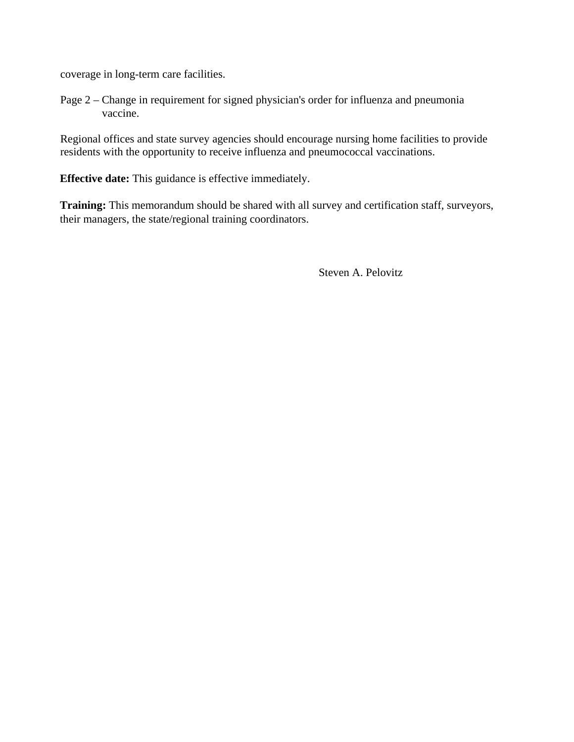coverage in long-term care facilities.

Page 2 – Change in requirement for signed physician's order for influenza and pneumonia vaccine.

Regional offices and state survey agencies should encourage nursing home facilities to provide residents with the opportunity to receive influenza and pneumococcal vaccinations.

**Effective date:** This guidance is effective immediately.

**Training:** This memorandum should be shared with all survey and certification staff, surveyors, their managers, the state/regional training coordinators.

Steven A. Pelovitz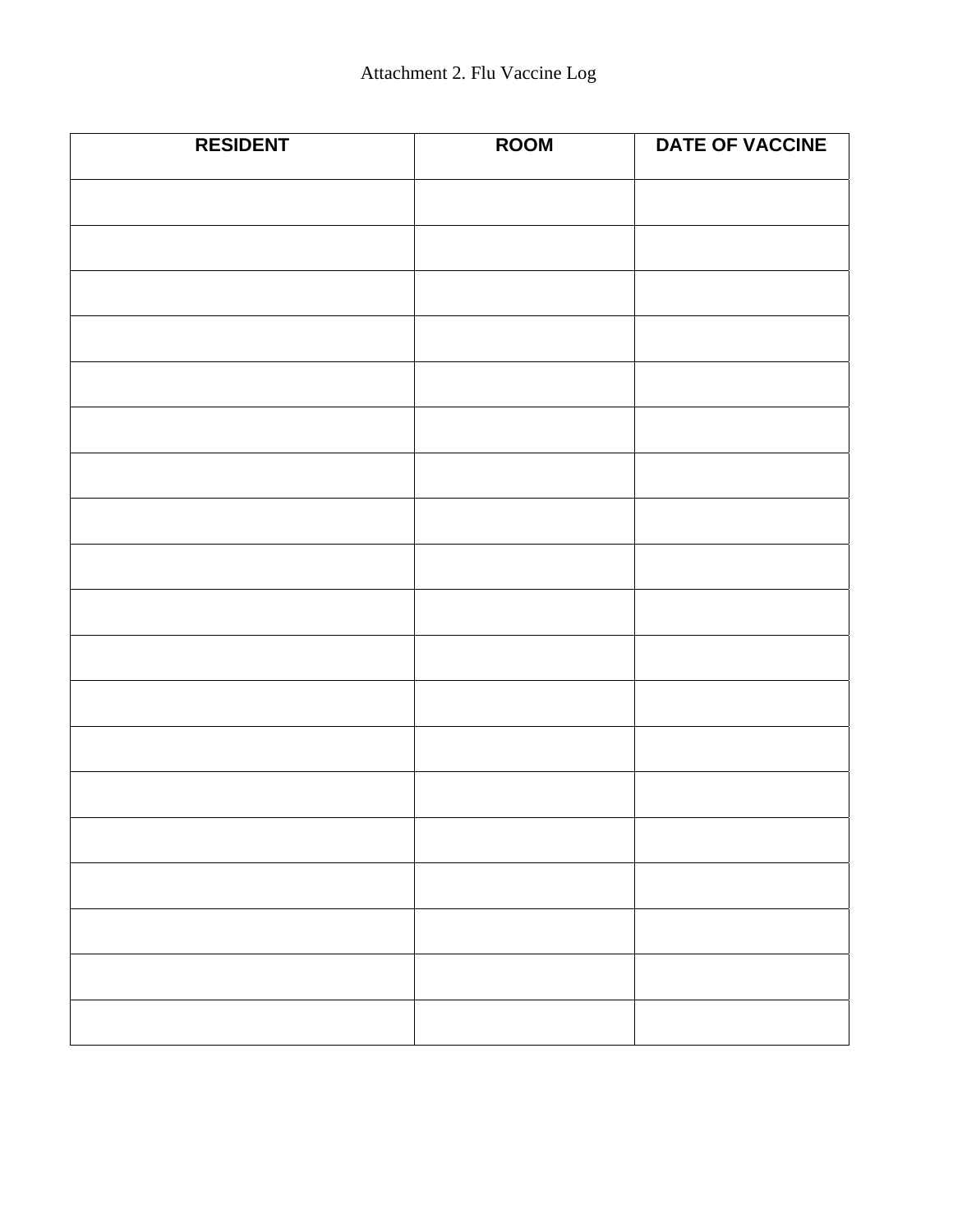Attachment 2. Flu Vaccine Log

| RESIDENT | ROOM | DATE OF VACCINE |
|---|---|---|
| | | |
| | | |
| | | |
| | | |
| | | |
| | | |
| | | |
| | | |
| | | |
| | | |
| | | |
| | | |
| | | |
| | | |
| | | |
| | | |
| | | |
| | | |
| | | |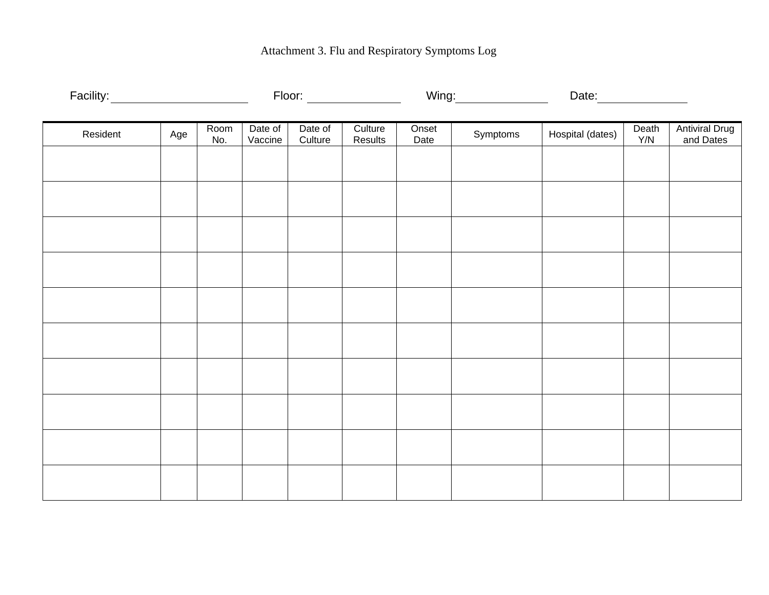Attachment 3. Flu and Respiratory Symptoms Log

Facility: ____________________ Floor: ______________ Wing: ______________ Date: ______________

| Resident | Age | Room No. | Date of Vaccine | Date of Culture | Culture Results | Onset Date | Symptoms | Hospital (dates) | Death Y/N | Antiviral Drug and Dates |
|---|---|---|---|---|---|---|---|---|---|---|
| | | | | | | | | | | |
| | | | | | | | | | | |
| | | | | | | | | | | |
| | | | | | | | | | | |
| | | | | | | | | | | |
| | | | | | | | | | | |
| | | | | | | | | | | |
| | | | | | | | | | | |
| | | | | | | | | | | |
| | | | | | | | | | | |